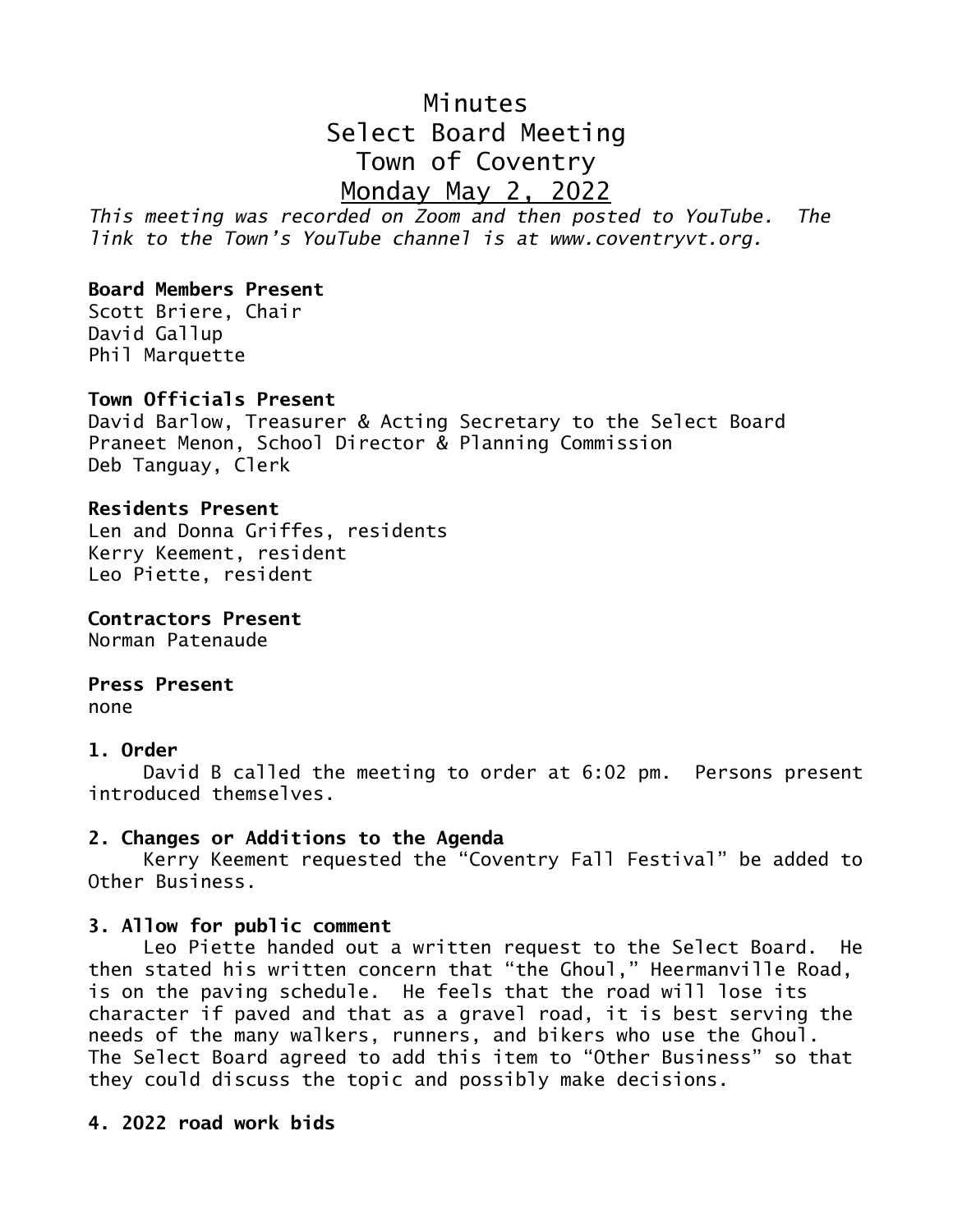# Minutes
# Select Board Meeting
# Town of Coventry
# Monday May 2, 2022

*This meeting was recorded on Zoom and then posted to YouTube. The link to the Town's YouTube channel is at www.coventryvt.org.*

**Board Members Present**
Scott Briere, Chair
David Gallup
Phil Marquette

**Town Officials Present**
David Barlow, Treasurer & Acting Secretary to the Select Board
Praneet Menon, School Director & Planning Commission
Deb Tanguay, Clerk

**Residents Present**
Len and Donna Griffes, residents
Kerry Keement, resident
Leo Piette, resident

**Contractors Present**
Norman Patenaude

**Press Present**
none

**1. Order**

David B called the meeting to order at 6:02 pm. Persons present introduced themselves.

**2. Changes or Additions to the Agenda**

Kerry Keement requested the "Coventry Fall Festival" be added to Other Business.

**3. Allow for public comment**

Leo Piette handed out a written request to the Select Board. He then stated his written concern that "the Ghoul," Heermanville Road, is on the paving schedule. He feels that the road will lose its character if paved and that as a gravel road, it is best serving the needs of the many walkers, runners, and bikers who use the Ghoul. The Select Board agreed to add this item to "Other Business" so that they could discuss the topic and possibly make decisions.

**4. 2022 road work bids**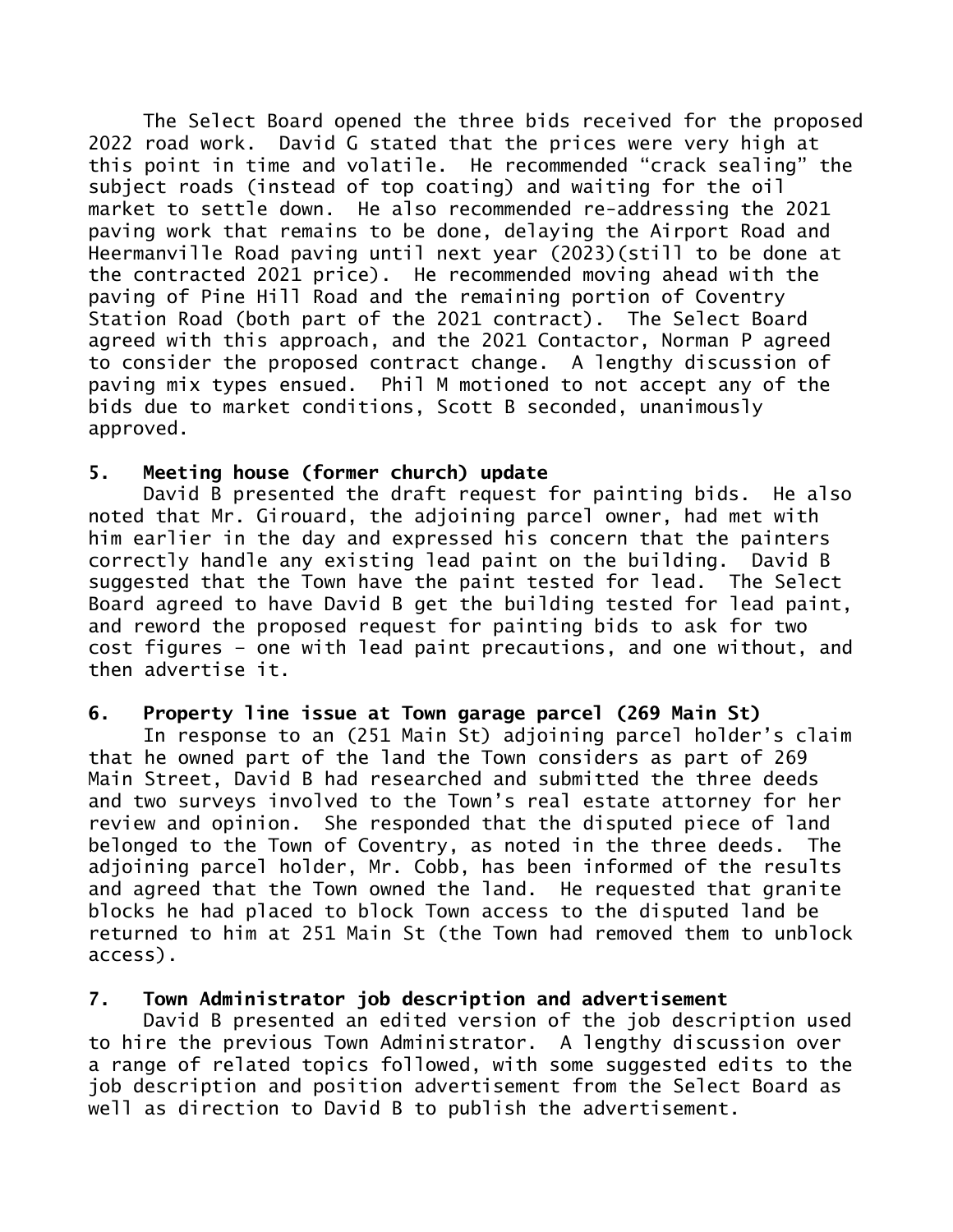The Select Board opened the three bids received for the proposed 2022 road work. David G stated that the prices were very high at this point in time and volatile. He recommended "crack sealing" the subject roads (instead of top coating) and waiting for the oil market to settle down. He also recommended re-addressing the 2021 paving work that remains to be done, delaying the Airport Road and Heermanville Road paving until next year (2023)(still to be done at the contracted 2021 price). He recommended moving ahead with the paving of Pine Hill Road and the remaining portion of Coventry Station Road (both part of the 2021 contract). The Select Board agreed with this approach, and the 2021 Contactor, Norman P agreed to consider the proposed contract change. A lengthy discussion of paving mix types ensued. Phil M motioned to not accept any of the bids due to market conditions, Scott B seconded, unanimously approved.

## 5. Meeting house (former church) update

David B presented the draft request for painting bids. He also noted that Mr. Girouard, the adjoining parcel owner, had met with him earlier in the day and expressed his concern that the painters correctly handle any existing lead paint on the building. David B suggested that the Town have the paint tested for lead. The Select Board agreed to have David B get the building tested for lead paint, and reword the proposed request for painting bids to ask for two cost figures – one with lead paint precautions, and one without, and then advertise it.

## 6. Property line issue at Town garage parcel (269 Main St)

In response to an (251 Main St) adjoining parcel holder's claim that he owned part of the land the Town considers as part of 269 Main Street, David B had researched and submitted the three deeds and two surveys involved to the Town's real estate attorney for her review and opinion. She responded that the disputed piece of land belonged to the Town of Coventry, as noted in the three deeds. The adjoining parcel holder, Mr. Cobb, has been informed of the results and agreed that the Town owned the land. He requested that granite blocks he had placed to block Town access to the disputed land be returned to him at 251 Main St (the Town had removed them to unblock access).

## 7. Town Administrator job description and advertisement

David B presented an edited version of the job description used to hire the previous Town Administrator. A lengthy discussion over a range of related topics followed, with some suggested edits to the job description and position advertisement from the Select Board as well as direction to David B to publish the advertisement.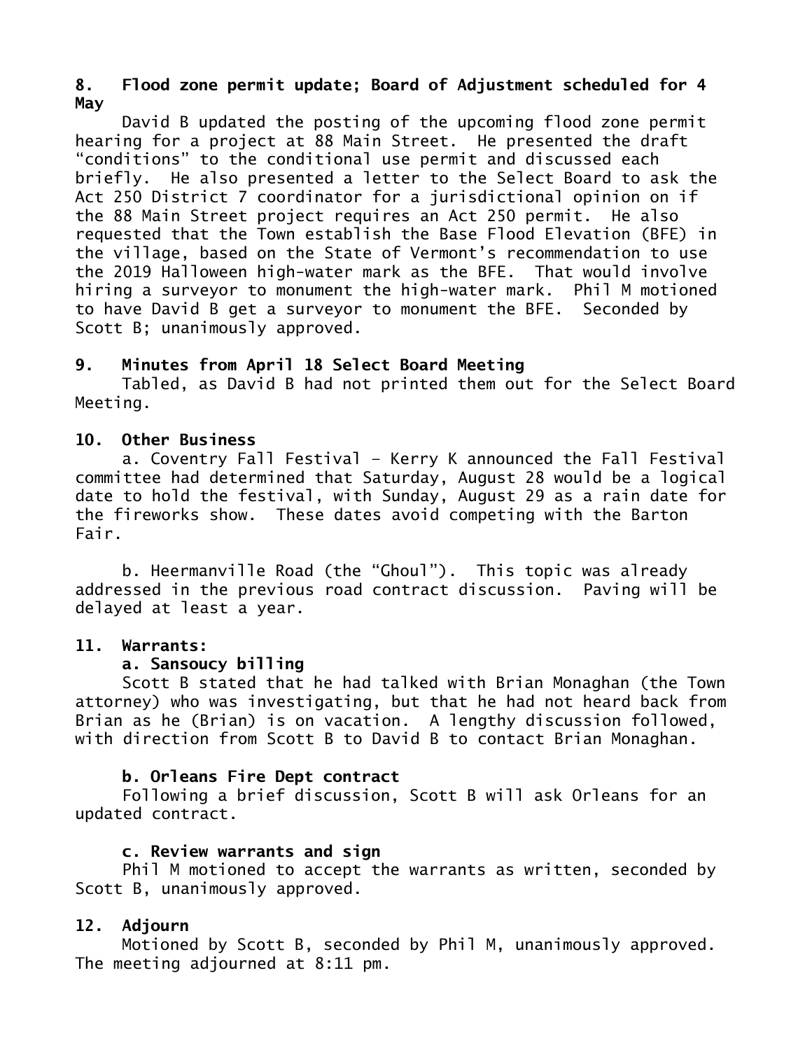**8. Flood zone permit update; Board of Adjustment scheduled for 4 May**

David B updated the posting of the upcoming flood zone permit hearing for a project at 88 Main Street. He presented the draft "conditions" to the conditional use permit and discussed each briefly. He also presented a letter to the Select Board to ask the Act 250 District 7 coordinator for a jurisdictional opinion on if the 88 Main Street project requires an Act 250 permit. He also requested that the Town establish the Base Flood Elevation (BFE) in the village, based on the State of Vermont's recommendation to use the 2019 Halloween high-water mark as the BFE. That would involve hiring a surveyor to monument the high-water mark. Phil M motioned to have David B get a surveyor to monument the BFE. Seconded by Scott B; unanimously approved.

**9. Minutes from April 18 Select Board Meeting**

Tabled, as David B had not printed them out for the Select Board Meeting.

**10. Other Business**

a. Coventry Fall Festival – Kerry K announced the Fall Festival committee had determined that Saturday, August 28 would be a logical date to hold the festival, with Sunday, August 29 as a rain date for the fireworks show. These dates avoid competing with the Barton Fair.

b. Heermanville Road (the "Ghoul"). This topic was already addressed in the previous road contract discussion. Paving will be delayed at least a year.

**11. Warrants:**

**a. Sansoucy billing**

Scott B stated that he had talked with Brian Monaghan (the Town attorney) who was investigating, but that he had not heard back from Brian as he (Brian) is on vacation. A lengthy discussion followed, with direction from Scott B to David B to contact Brian Monaghan.

**b. Orleans Fire Dept contract**

Following a brief discussion, Scott B will ask Orleans for an updated contract.

**c. Review warrants and sign**

Phil M motioned to accept the warrants as written, seconded by Scott B, unanimously approved.

**12. Adjourn**

Motioned by Scott B, seconded by Phil M, unanimously approved. The meeting adjourned at 8:11 pm.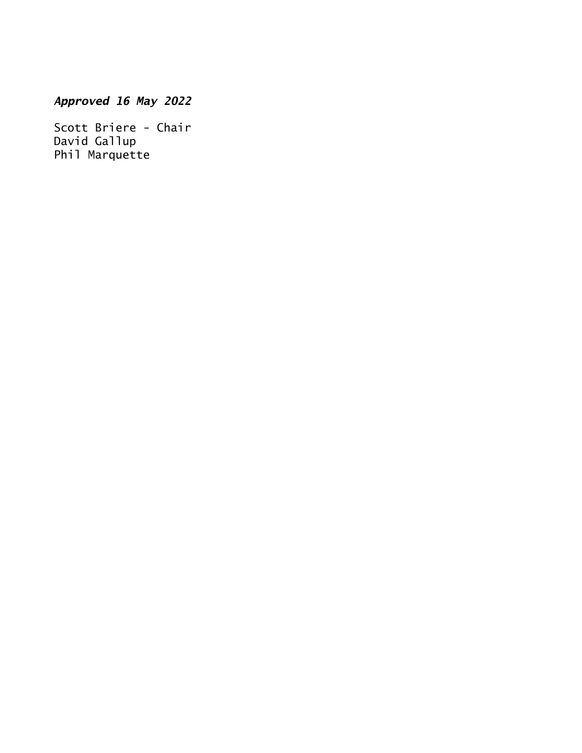***Approved 16 May 2022***

Scott Briere - Chair
David Gallup
Phil Marquette